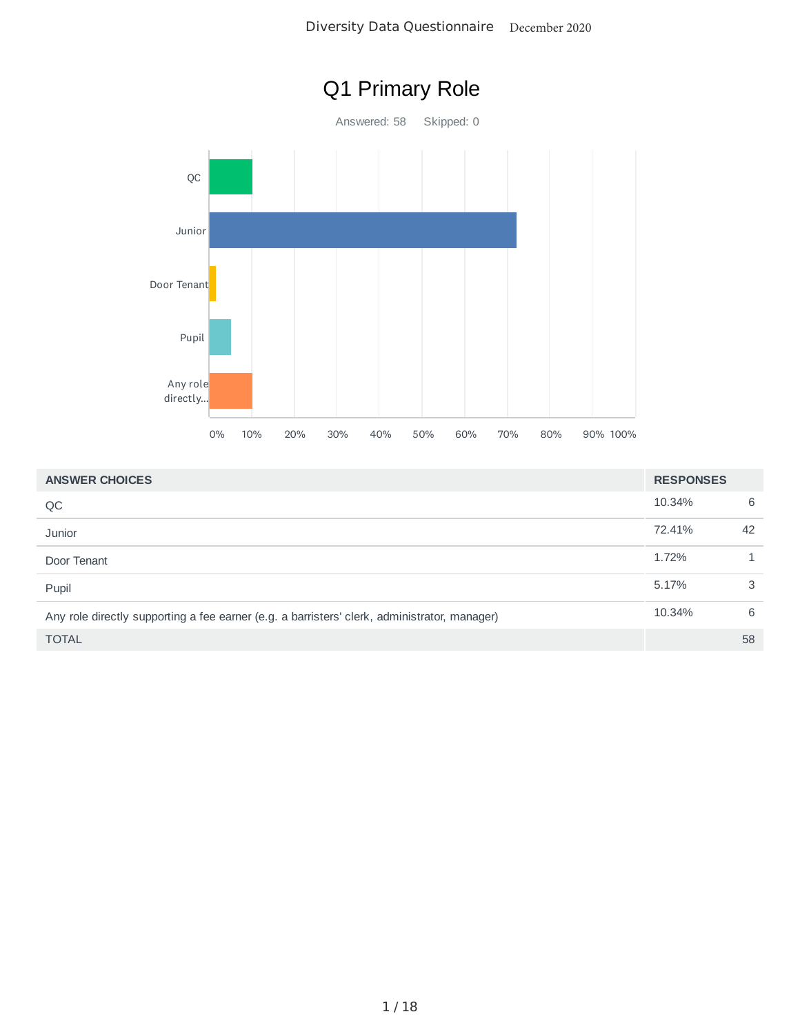# Q1 Primary Role

Answered: 58 Skipped: 0

| ANSWER CHOICES | RESPONSES | |
|---|---|---|
| QC | 10.34% | 6 |
| Junior | 72.41% | 42 |
| Door Tenant | 1.72% | 1 |
| Pupil | 5.17% | 3 |
| Any role directly supporting a fee earner (e.g. a barristers' clerk, administrator, manager) | 10.34% | 6 |
| TOTAL | | 58 |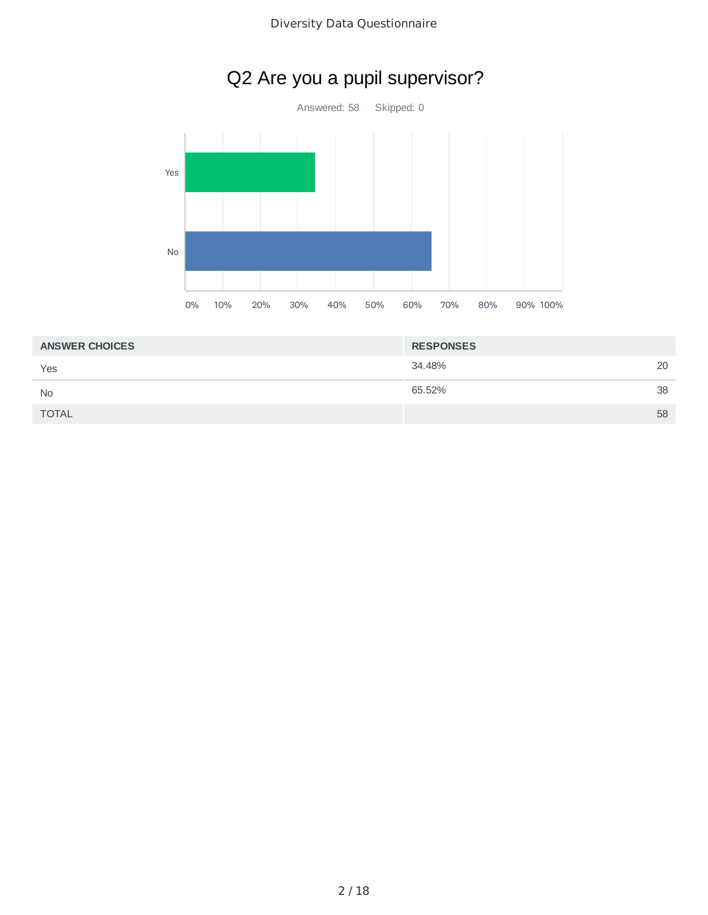## Q2 Are you a pupil supervisor?

Answered: 58 Skipped: 0

| ANSWER CHOICES | RESPONSES | |
|---|---|---|
| Yes | 34.48% | 20 |
| No | 65.52% | 38 |
| TOTAL | | 58 |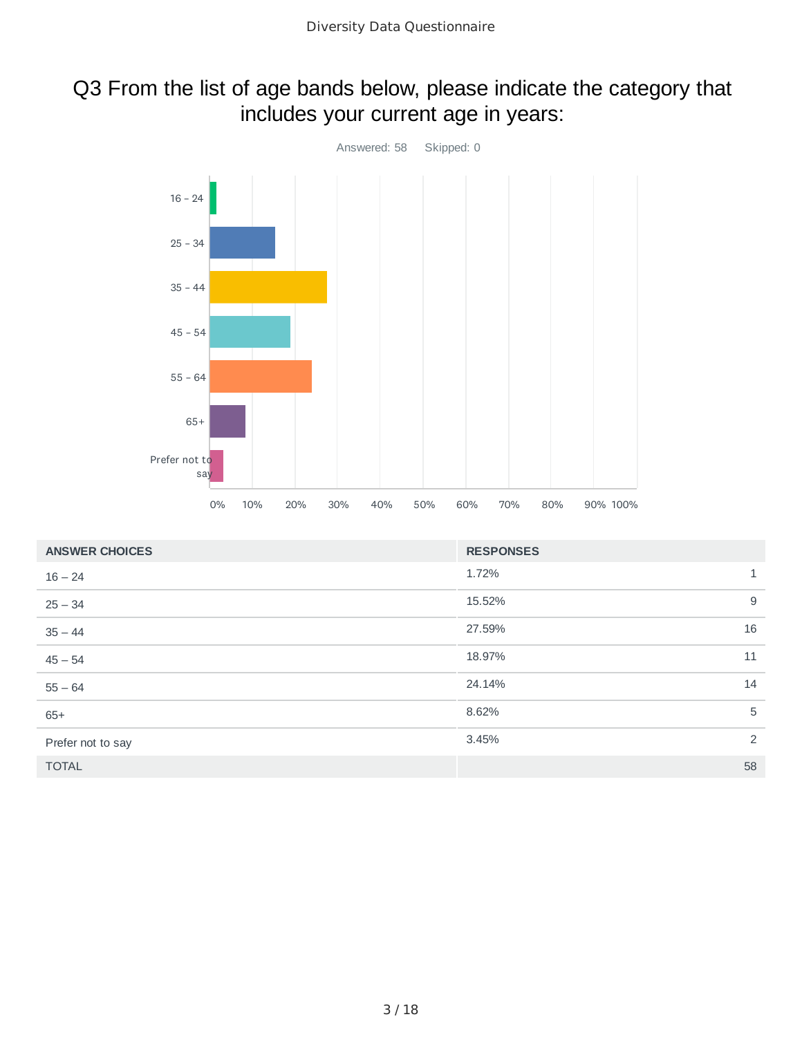# Q3 From the list of age bands below, please indicate the category that includes your current age in years:

Answered: 58 Skipped: 0

| ANSWER CHOICES | RESPONSES | |
|---|---|---|
| 16 – 24 | 1.72% | 1 |
| 25 – 34 | 15.52% | 9 |
| 35 – 44 | 27.59% | 16 |
| 45 – 54 | 18.97% | 11 |
| 55 – 64 | 24.14% | 14 |
| 65+ | 8.62% | 5 |
| Prefer not to say | 3.45% | 2 |
| TOTAL | | 58 |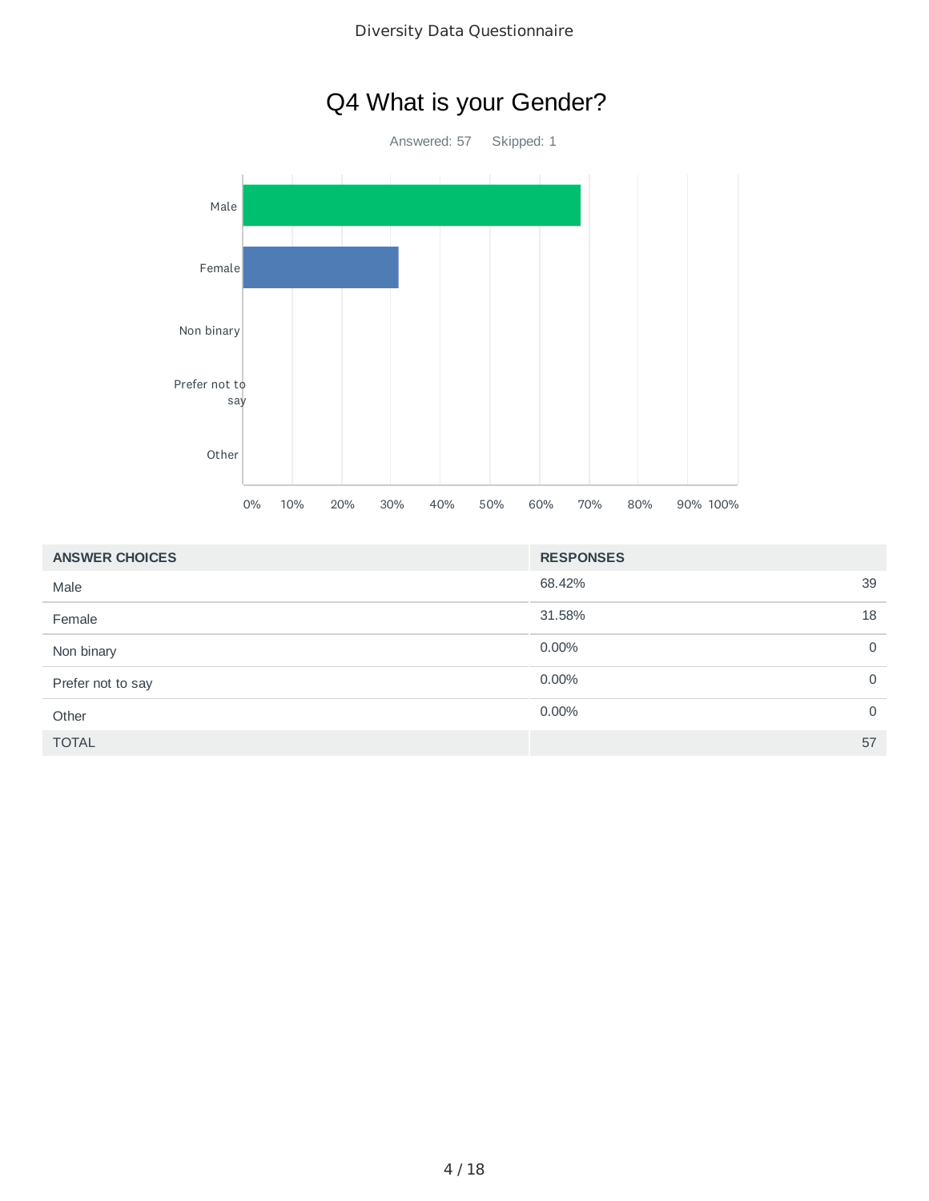# Q4 What is your Gender?

Answered: 57 Skipped: 1

| ANSWER CHOICES | RESPONSES | |
|---|---|---|
| Male | 68.42% | 39 |
| Female | 31.58% | 18 |
| Non binary | 0.00% | 0 |
| Prefer not to say | 0.00% | 0 |
| Other | 0.00% | 0 |
| TOTAL | | 57 |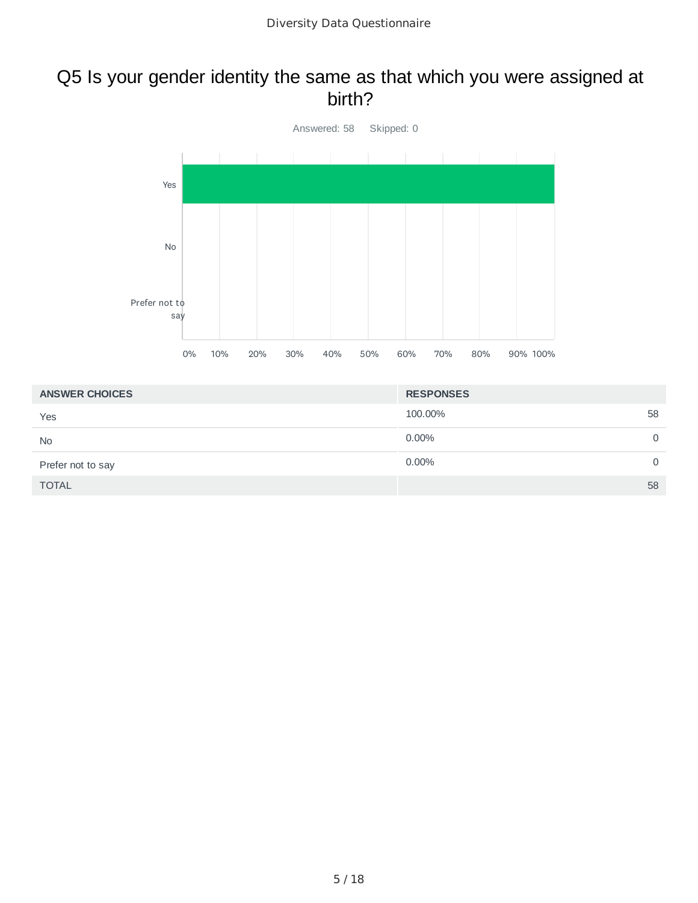## Q5 Is your gender identity the same as that which you were assigned at birth?

Answered: 58    Skipped: 0

| ANSWER CHOICES | RESPONSES | |
|---|---|---|
| Yes | 100.00% | 58 |
| No | 0.00% | 0 |
| Prefer not to say | 0.00% | 0 |
| TOTAL | | 58 |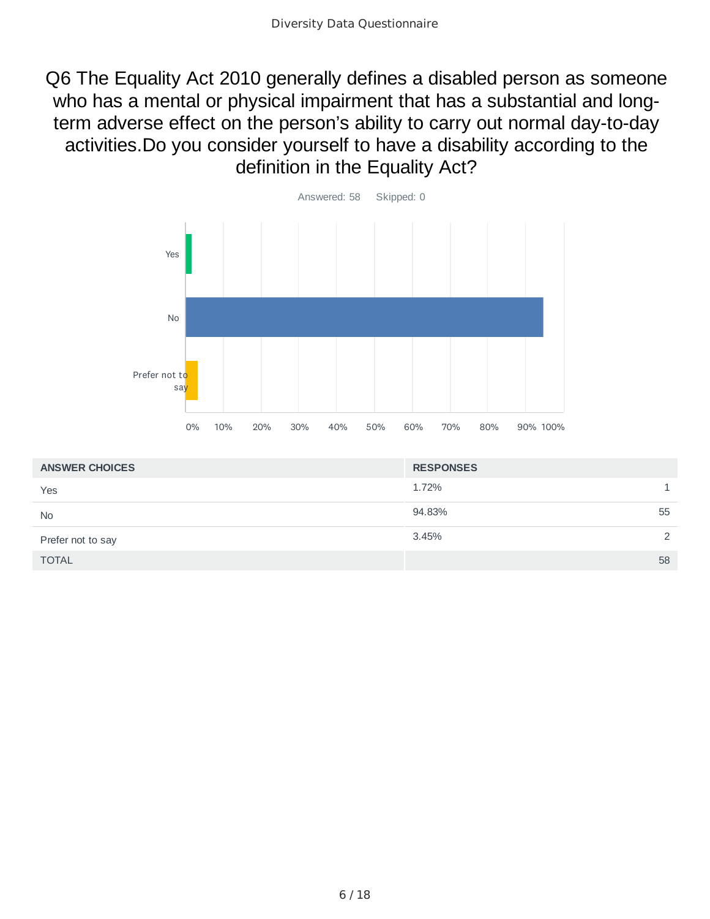# Q6 The Equality Act 2010 generally defines a disabled person as someone who has a mental or physical impairment that has a substantial and long-term adverse effect on the person's ability to carry out normal day-to-day activities.Do you consider yourself to have a disability according to the definition in the Equality Act?

Answered: 58 Skipped: 0

| ANSWER CHOICES | RESPONSES | |
|---|---|---|
| Yes | 1.72% | 1 |
| No | 94.83% | 55 |
| Prefer not to say | 3.45% | 2 |
| TOTAL | | 58 |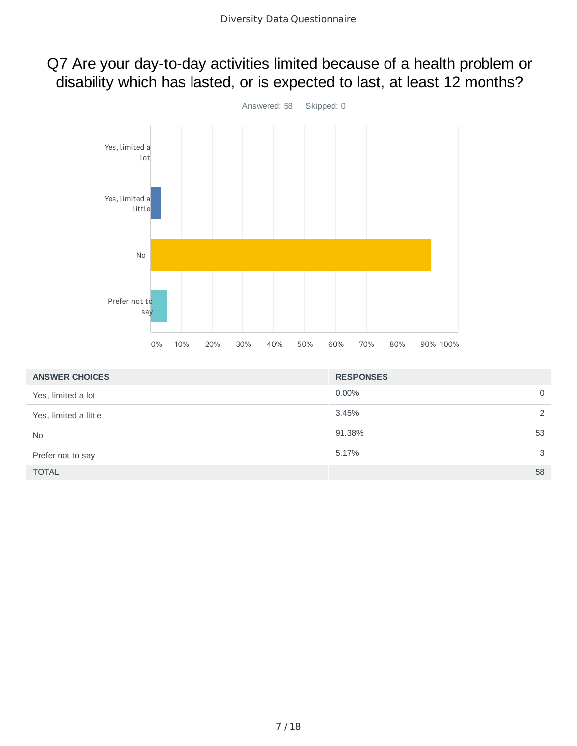# Q7 Are your day-to-day activities limited because of a health problem or disability which has lasted, or is expected to last, at least 12 months?

Answered: 58 Skipped: 0

| ANSWER CHOICES | RESPONSES | |
|---|---|---|
| Yes, limited a lot | 0.00% | 0 |
| Yes, limited a little | 3.45% | 2 |
| No | 91.38% | 53 |
| Prefer not to say | 5.17% | 3 |
| TOTAL | | 58 |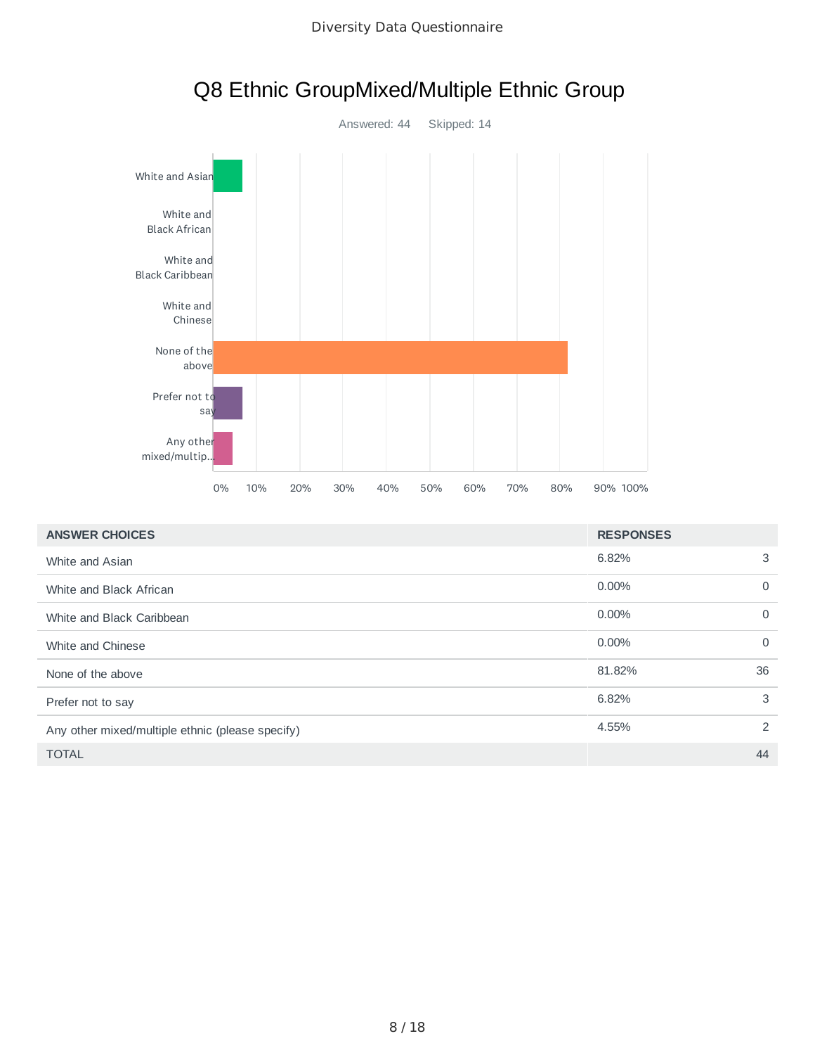# Q8 Ethnic GroupMixed/Multiple Ethnic Group

Answered: 44 Skipped: 14

| ANSWER CHOICES | RESPONSES | |
|---|---|---|
| White and Asian | 6.82% | 3 |
| White and Black African | 0.00% | 0 |
| White and Black Caribbean | 0.00% | 0 |
| White and Chinese | 0.00% | 0 |
| None of the above | 81.82% | 36 |
| Prefer not to say | 6.82% | 3 |
| Any other mixed/multiple ethnic (please specify) | 4.55% | 2 |
| TOTAL | | 44 |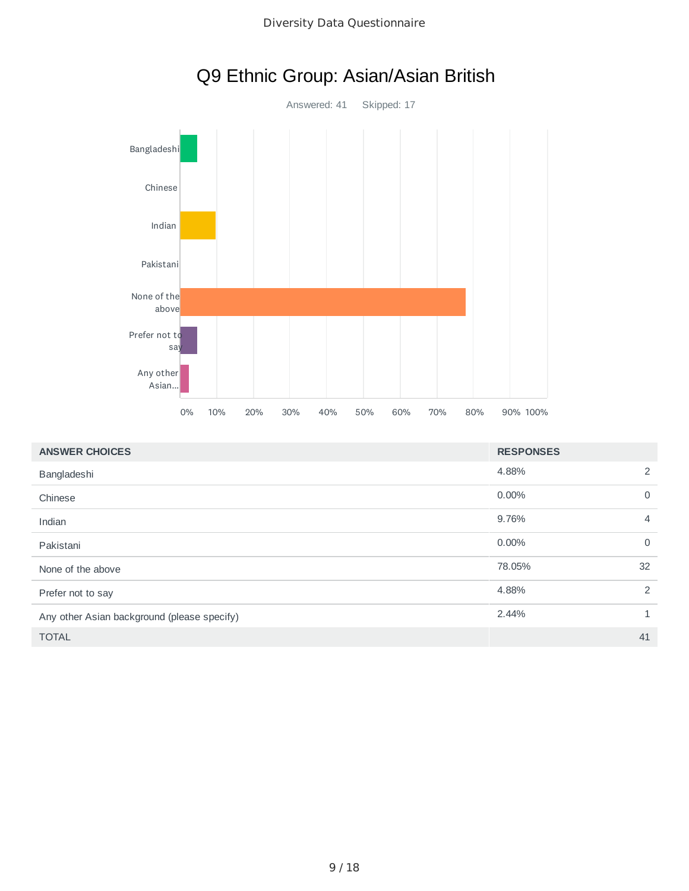# Q9 Ethnic Group: Asian/Asian British

Answered: 41 Skipped: 17

| ANSWER CHOICES | RESPONSES | |
|---|---|---|
| Bangladeshi | 4.88% | 2 |
| Chinese | 0.00% | 0 |
| Indian | 9.76% | 4 |
| Pakistani | 0.00% | 0 |
| None of the above | 78.05% | 32 |
| Prefer not to say | 4.88% | 2 |
| Any other Asian background (please specify) | 2.44% | 1 |
| TOTAL | | 41 |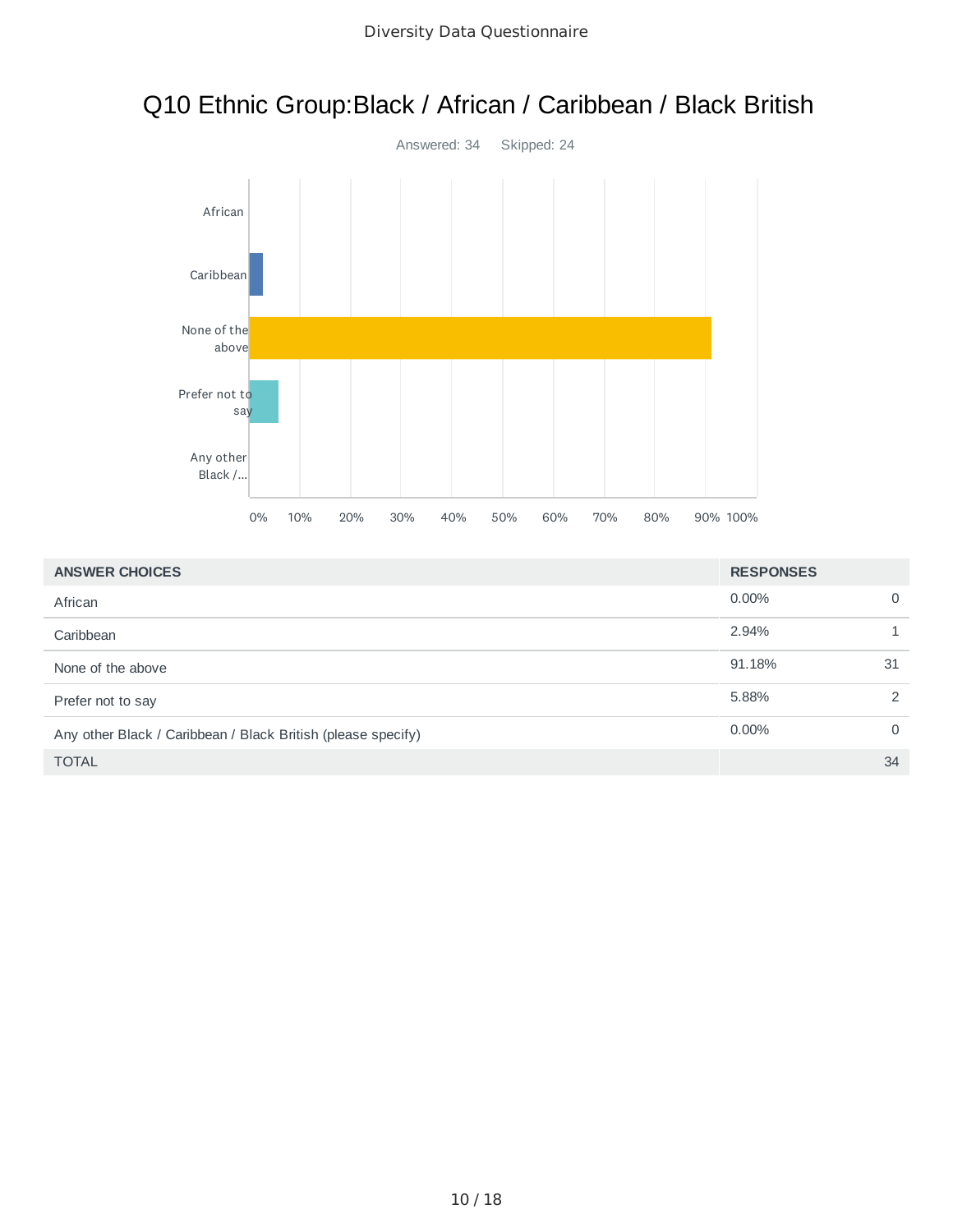# Q10 Ethnic Group:Black / African / Caribbean / Black British

Answered: 34 Skipped: 24

| ANSWER CHOICES | RESPONSES | |
|---|---|---|
| African | 0.00% | 0 |
| Caribbean | 2.94% | 1 |
| None of the above | 91.18% | 31 |
| Prefer not to say | 5.88% | 2 |
| Any other Black / Caribbean / Black British (please specify) | 0.00% | 0 |
| TOTAL | | 34 |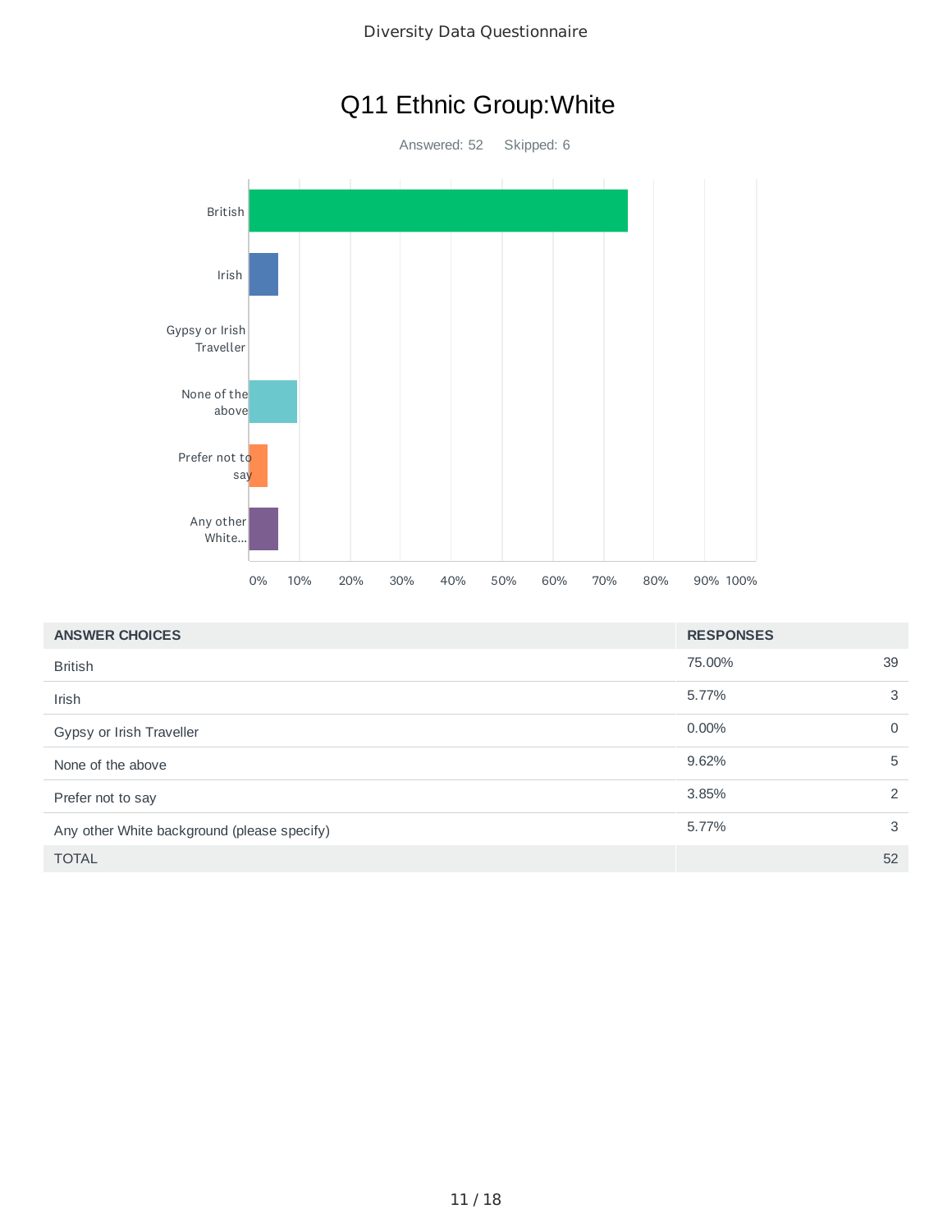# Q11 Ethnic Group:White

Answered: 52    Skipped: 6

| ANSWER CHOICES | RESPONSES | |
|---|---|---|
| British | 75.00% | 39 |
| Irish | 5.77% | 3 |
| Gypsy or Irish Traveller | 0.00% | 0 |
| None of the above | 9.62% | 5 |
| Prefer not to say | 3.85% | 2 |
| Any other White background (please specify) | 5.77% | 3 |
| TOTAL | | 52 |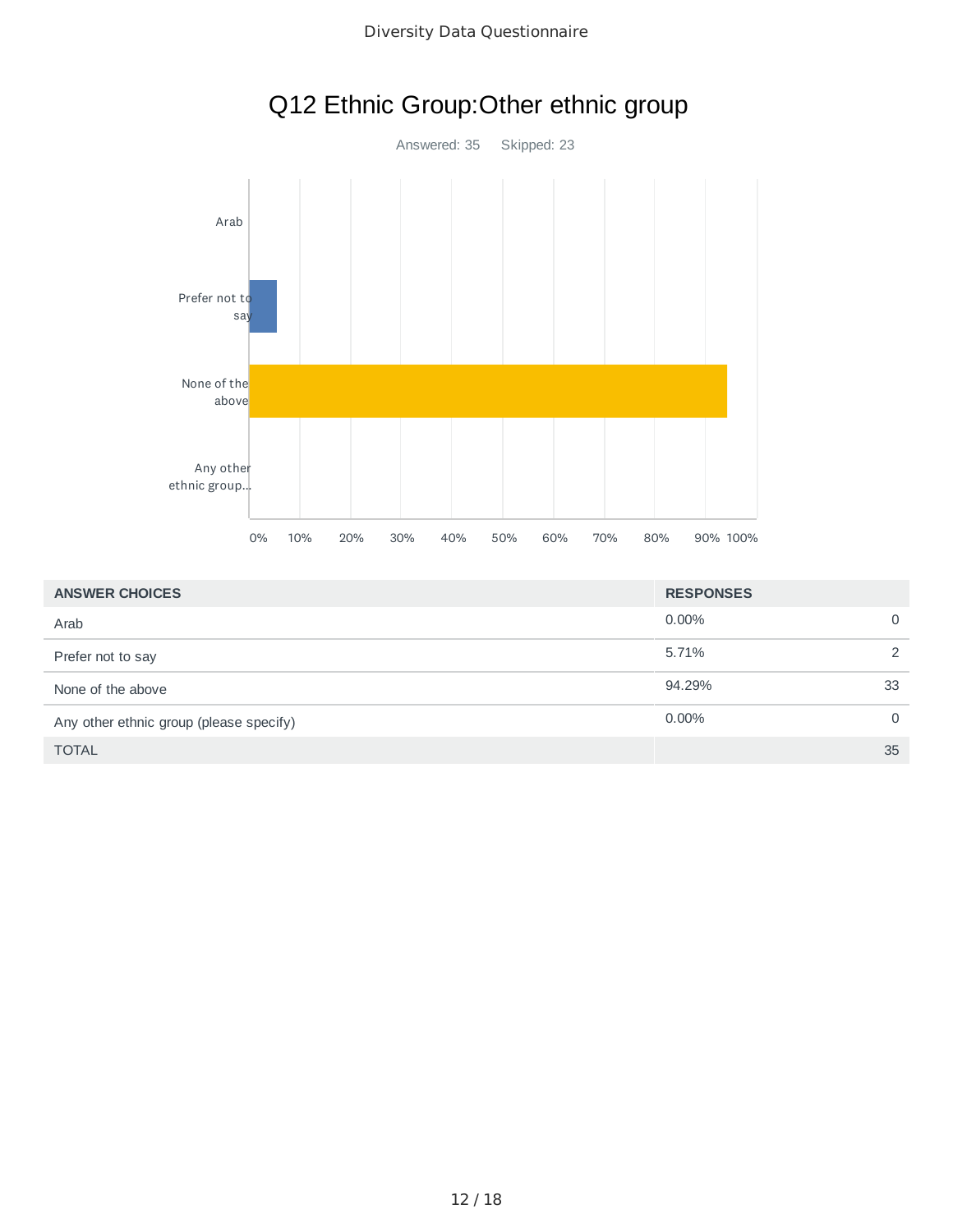# Q12 Ethnic Group:Other ethnic group

Answered: 35 Skipped: 23

| ANSWER CHOICES | RESPONSES | |
|---|---|---|
| Arab | 0.00% | 0 |
| Prefer not to say | 5.71% | 2 |
| None of the above | 94.29% | 33 |
| Any other ethnic group (please specify) | 0.00% | 0 |
| TOTAL | | 35 |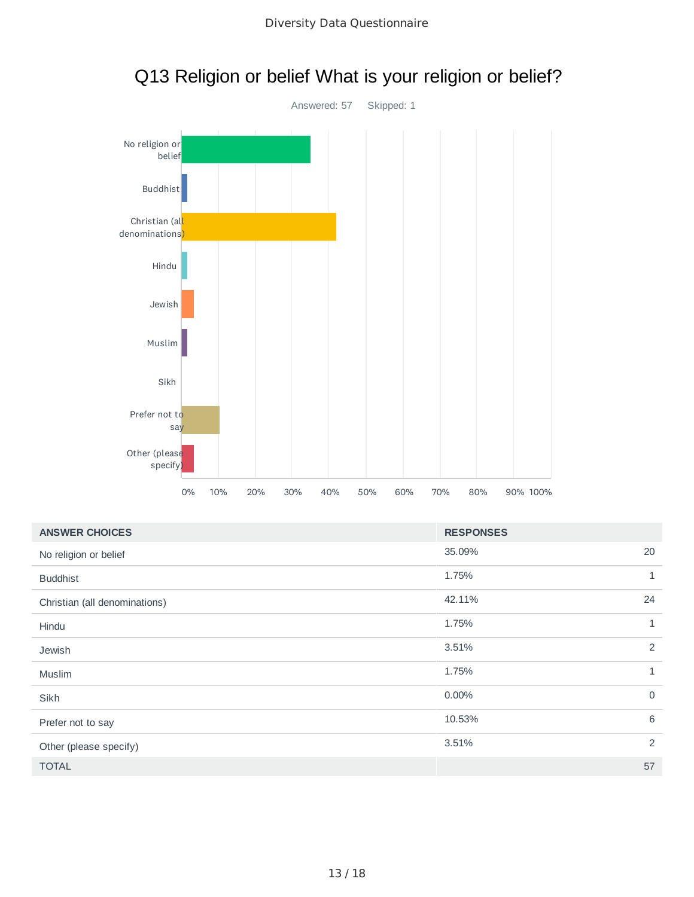# Q13 Religion or belief What is your religion or belief?

Answered: 57 Skipped: 1

| ANSWER CHOICES | RESPONSES | |
|---|---|---|
| No religion or belief | 35.09% | 20 |
| Buddhist | 1.75% | 1 |
| Christian (all denominations) | 42.11% | 24 |
| Hindu | 1.75% | 1 |
| Jewish | 3.51% | 2 |
| Muslim | 1.75% | 1 |
| Sikh | 0.00% | 0 |
| Prefer not to say | 10.53% | 6 |
| Other (please specify) | 3.51% | 2 |
| TOTAL | | 57 |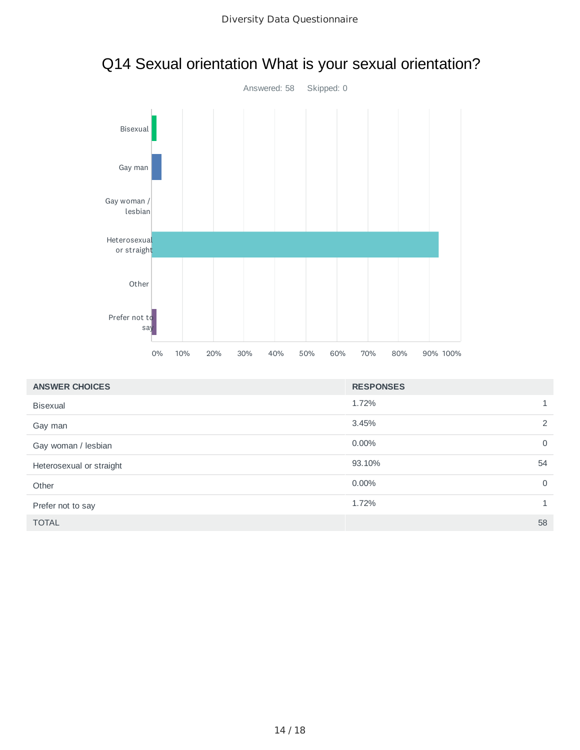# Q14 Sexual orientation What is your sexual orientation?

Answered: 58 Skipped: 0

| ANSWER CHOICES | RESPONSES | |
|---|---|---|
| Bisexual | 1.72% | 1 |
| Gay man | 3.45% | 2 |
| Gay woman / lesbian | 0.00% | 0 |
| Heterosexual or straight | 93.10% | 54 |
| Other | 0.00% | 0 |
| Prefer not to say | 1.72% | 1 |
| TOTAL | | 58 |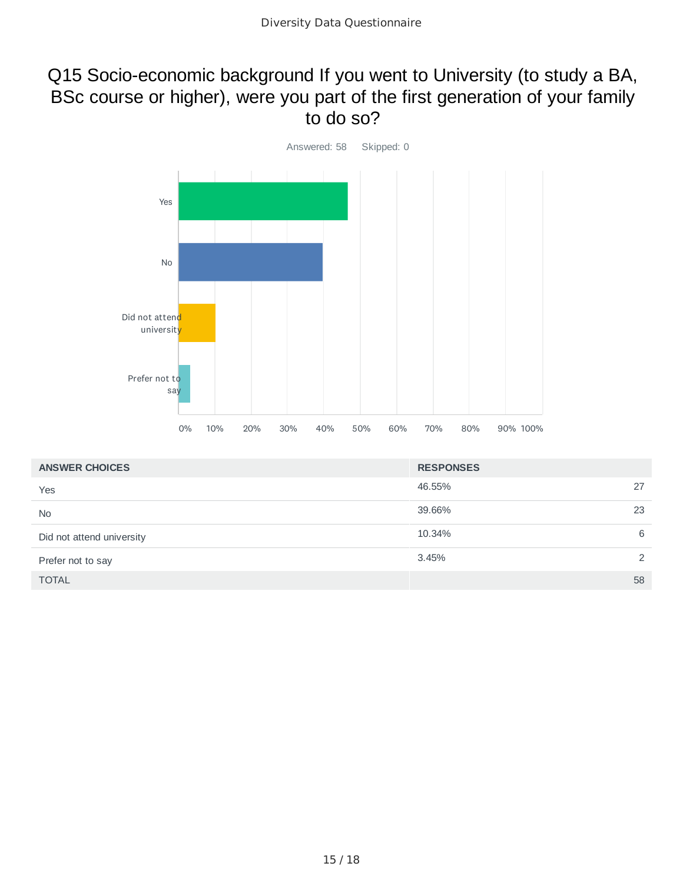# Q15 Socio-economic background If you went to University (to study a BA, BSc course or higher), were you part of the first generation of your family to do so?

Answered: 58 Skipped: 0

| ANSWER CHOICES | RESPONSES | |
|---|---|---|
| Yes | 46.55% | 27 |
| No | 39.66% | 23 |
| Did not attend university | 10.34% | 6 |
| Prefer not to say | 3.45% | 2 |
| TOTAL | | 58 |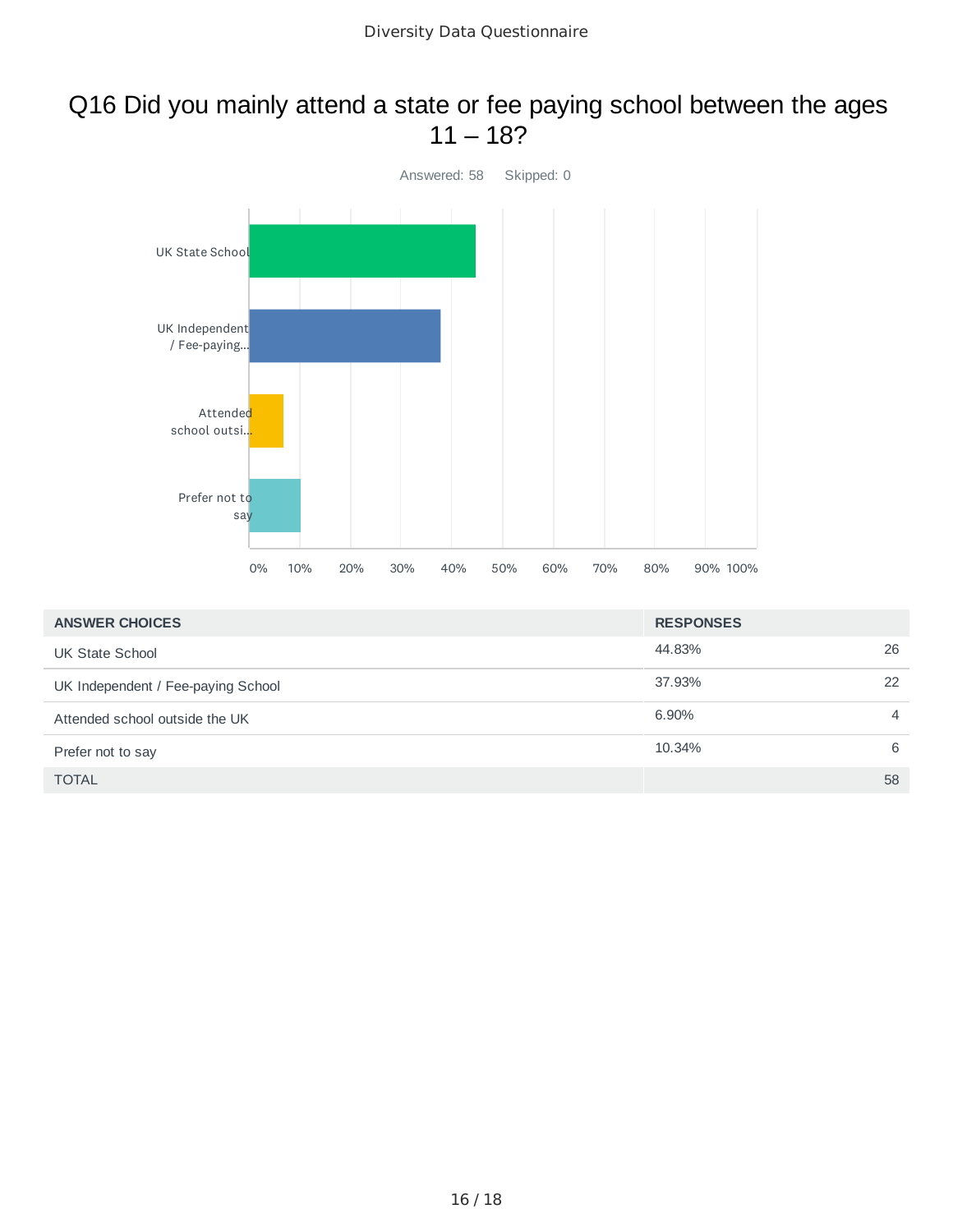# Q16 Did you mainly attend a state or fee paying school between the ages 11 – 18?

Answered: 58    Skipped: 0

| ANSWER CHOICES | RESPONSES | |
|---|---|---|
| UK State School | 44.83% | 26 |
| UK Independent / Fee-paying School | 37.93% | 22 |
| Attended school outside the UK | 6.90% | 4 |
| Prefer not to say | 10.34% | 6 |
| TOTAL | | 58 |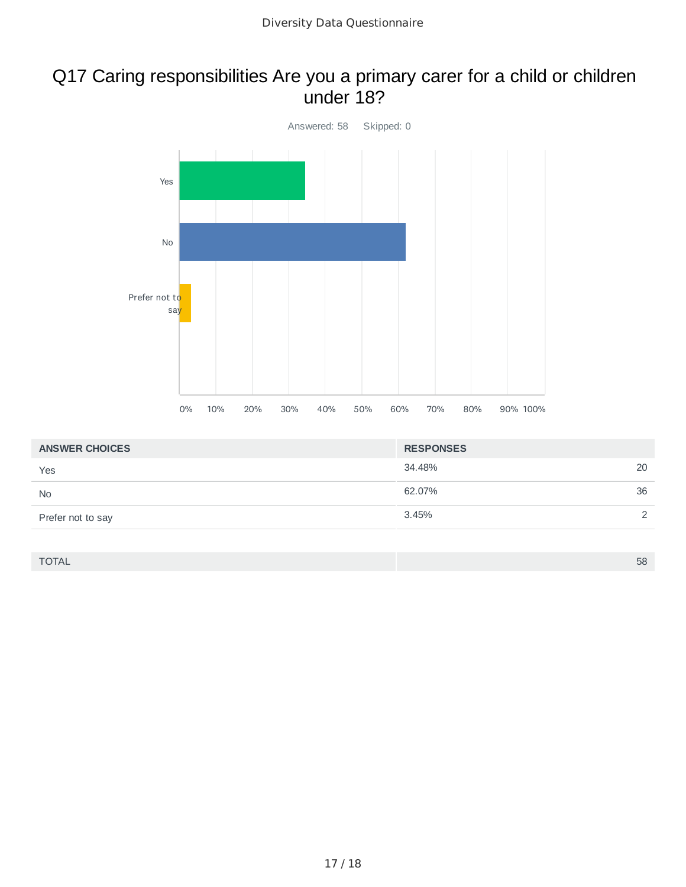## Q17 Caring responsibilities Are you a primary carer for a child or children under 18?

Answered: 58 Skipped: 0

| ANSWER CHOICES | RESPONSES | |
|---|---|---|
| Yes | 34.48% | 20 |
| No | 62.07% | 36 |
| Prefer not to say | 3.45% | 2 |
| TOTAL | | 58 |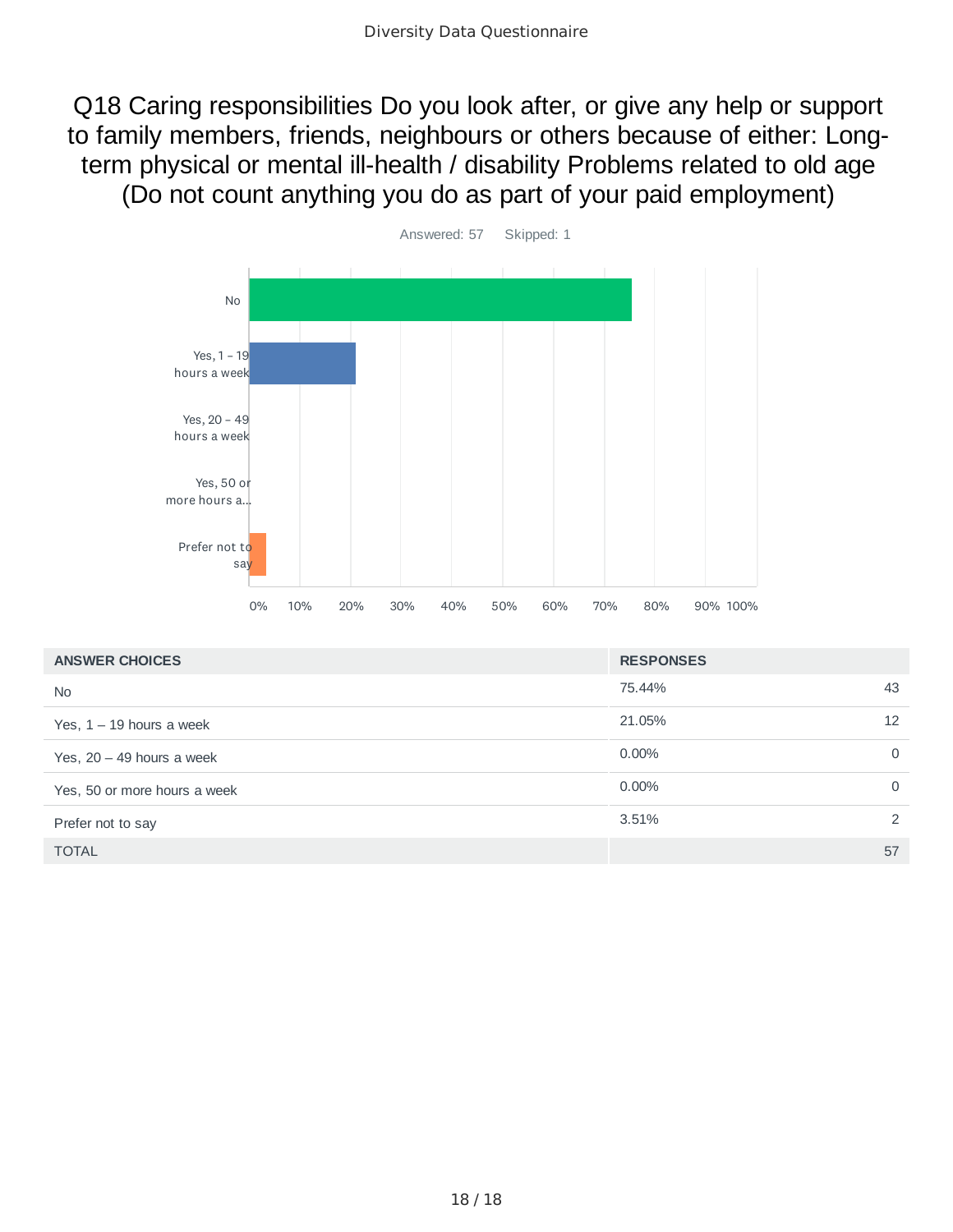# Q18 Caring responsibilities Do you look after, or give any help or support to family members, friends, neighbours or others because of either: Long-term physical or mental ill-health / disability Problems related to old age (Do not count anything you do as part of your paid employment)

Answered: 57 Skipped: 1

No

Yes, 1 – 19 hours a week

Yes, 20 – 49 hours a week

Yes, 50 or more hours a...

Prefer not to say

0% 10% 20% 30% 40% 50% 60% 70% 80% 90% 100%

| ANSWER CHOICES | RESPONSES | |
|---|---|---|
| No | 75.44% | 43 |
| Yes, 1 – 19 hours a week | 21.05% | 12 |
| Yes, 20 – 49 hours a week | 0.00% | 0 |
| Yes, 50 or more hours a week | 0.00% | 0 |
| Prefer not to say | 3.51% | 2 |
| TOTAL | | 57 |